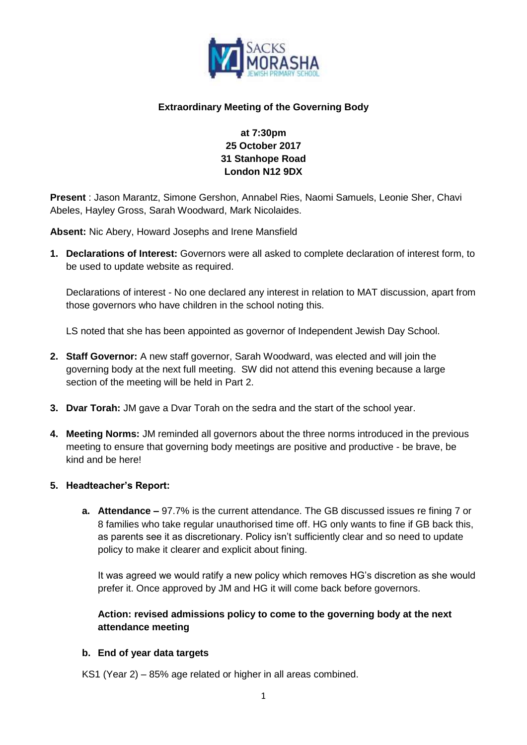**Extraordinary Meeting of the Governing Body**

**at 7:30pm**
**25 October 2017**
**31 Stanhope Road**
**London N12 9DX**

**Present** : Jason Marantz, Simone Gershon, Annabel Ries, Naomi Samuels, Leonie Sher, Chavi Abeles, Hayley Gross, Sarah Woodward, Mark Nicolaides.

**Absent:** Nic Abery, Howard Josephs and Irene Mansfield

1. **Declarations of Interest:** Governors were all asked to complete declaration of interest form, to be used to update website as required.

   Declarations of interest - No one declared any interest in relation to MAT discussion, apart from those governors who have children in the school noting this.

   LS noted that she has been appointed as governor of Independent Jewish Day School.

2. **Staff Governor:** A new staff governor, Sarah Woodward, was elected and will join the governing body at the next full meeting. SW did not attend this evening because a large section of the meeting will be held in Part 2.

3. **Dvar Torah:** JM gave a Dvar Torah on the sedra and the start of the school year.

4. **Meeting Norms:** JM reminded all governors about the three norms introduced in the previous meeting to ensure that governing body meetings are positive and productive - be brave, be kind and be here!

5. **Headteacher's Report:**

   a. **Attendance –** 97.7% is the current attendance. The GB discussed issues re fining 7 or 8 families who take regular unauthorised time off. HG only wants to fine if GB back this, as parents see it as discretionary. Policy isn't sufficiently clear and so need to update policy to make it clearer and explicit about fining.

      It was agreed we would ratify a new policy which removes HG's discretion as she would prefer it. Once approved by JM and HG it will come back before governors.

      **Action: revised admissions policy to come to the governing body at the next attendance meeting**

   b. **End of year data targets**

   KS1 (Year 2) – 85% age related or higher in all areas combined.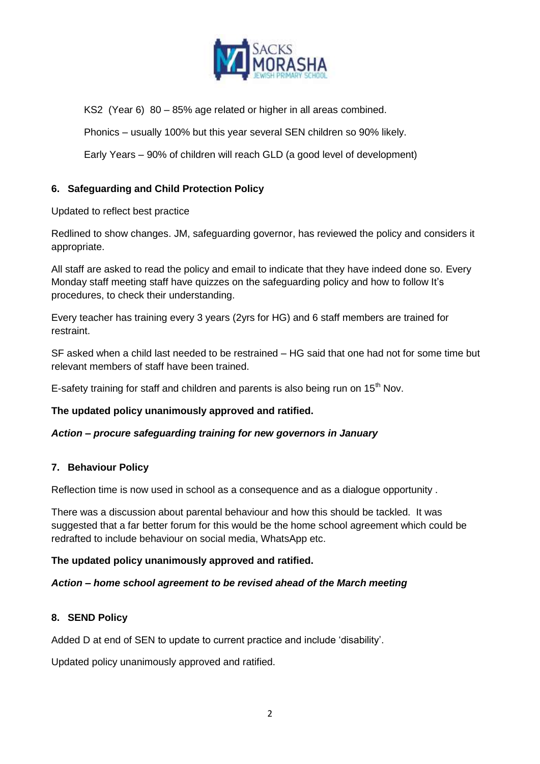KS2 (Year 6) 80 – 85% age related or higher in all areas combined.

Phonics – usually 100% but this year several SEN children so 90% likely.

Early Years – 90% of children will reach GLD (a good level of development)

**6. Safeguarding and Child Protection Policy**

Updated to reflect best practice

Redlined to show changes. JM, safeguarding governor, has reviewed the policy and considers it appropriate.

All staff are asked to read the policy and email to indicate that they have indeed done so. Every Monday staff meeting staff have quizzes on the safeguarding policy and how to follow It's procedures, to check their understanding.

Every teacher has training every 3 years (2yrs for HG) and 6 staff members are trained for restraint.

SF asked when a child last needed to be restrained – HG said that one had not for some time but relevant members of staff have been trained.

E-safety training for staff and children and parents is also being run on 15th Nov.

**The updated policy unanimously approved and ratified.**

***Action – procure safeguarding training for new governors in January***

**7. Behaviour Policy**

Reflection time is now used in school as a consequence and as a dialogue opportunity .

There was a discussion about parental behaviour and how this should be tackled. It was suggested that a far better forum for this would be the home school agreement which could be redrafted to include behaviour on social media, WhatsApp etc.

**The updated policy unanimously approved and ratified.**

***Action – home school agreement to be revised ahead of the March meeting***

**8. SEND Policy**

Added D at end of SEN to update to current practice and include 'disability'.

Updated policy unanimously approved and ratified.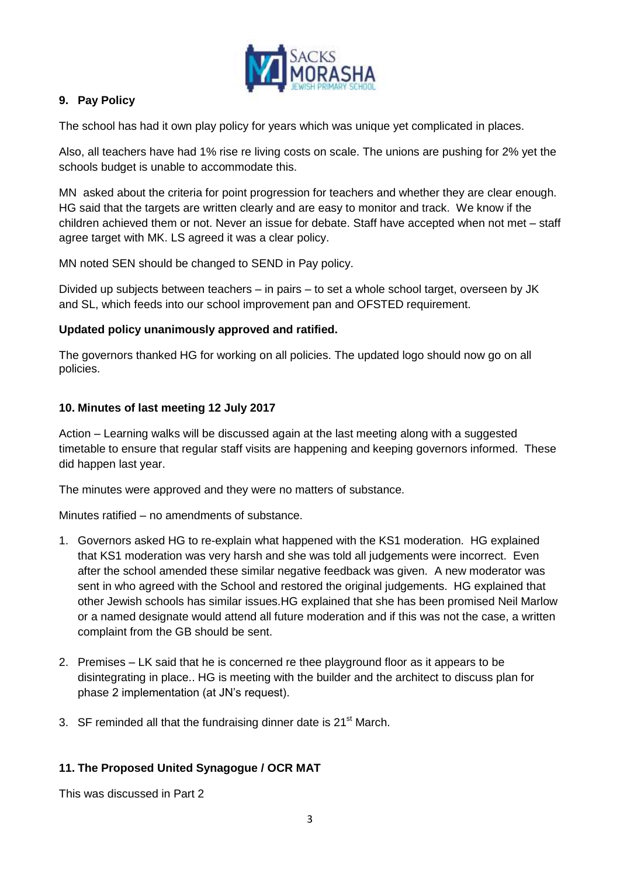## 9. Pay Policy

The school has had it own play policy for years which was unique yet complicated in places.

Also, all teachers have had 1% rise re living costs on scale. The unions are pushing for 2% yet the schools budget is unable to accommodate this.

MN asked about the criteria for point progression for teachers and whether they are clear enough. HG said that the targets are written clearly and are easy to monitor and track. We know if the children achieved them or not. Never an issue for debate. Staff have accepted when not met – staff agree target with MK. LS agreed it was a clear policy.

MN noted SEN should be changed to SEND in Pay policy.

Divided up subjects between teachers – in pairs – to set a whole school target, overseen by JK and SL, which feeds into our school improvement pan and OFSTED requirement.

**Updated policy unanimously approved and ratified.**

The governors thanked HG for working on all policies. The updated logo should now go on all policies.

## 10. Minutes of last meeting 12 July 2017

Action – Learning walks will be discussed again at the last meeting along with a suggested timetable to ensure that regular staff visits are happening and keeping governors informed. These did happen last year.

The minutes were approved and they were no matters of substance.

Minutes ratified – no amendments of substance.

1. Governors asked HG to re-explain what happened with the KS1 moderation. HG explained that KS1 moderation was very harsh and she was told all judgements were incorrect. Even after the school amended these similar negative feedback was given. A new moderator was sent in who agreed with the School and restored the original judgements. HG explained that other Jewish schools has similar issues.HG explained that she has been promised Neil Marlow or a named designate would attend all future moderation and if this was not the case, a written complaint from the GB should be sent.

2. Premises – LK said that he is concerned re thee playground floor as it appears to be disintegrating in place.. HG is meeting with the builder and the architect to discuss plan for phase 2 implementation (at JN's request).

3. SF reminded all that the fundraising dinner date is 21st March.

## 11. The Proposed United Synagogue / OCR MAT

This was discussed in Part 2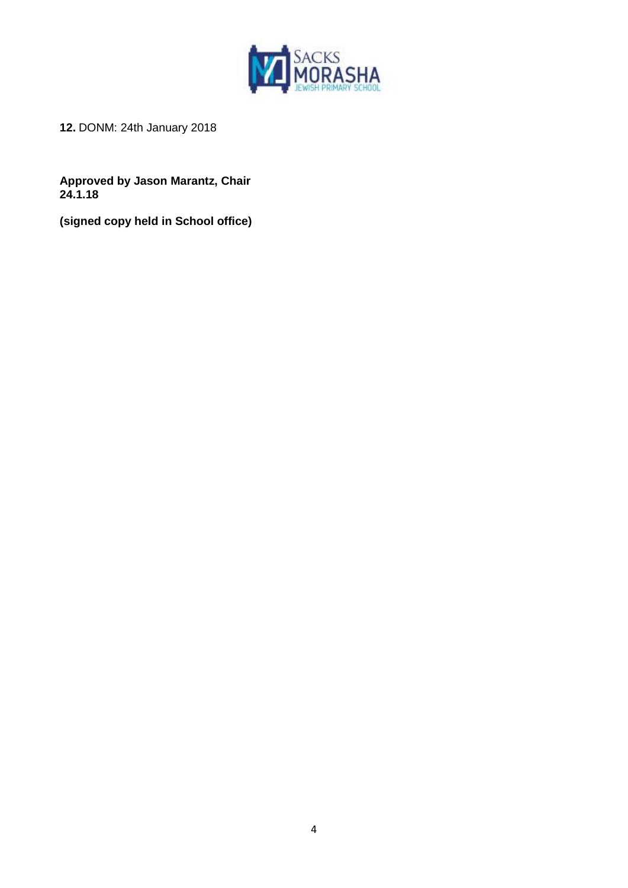**12.** DONM: 24th January 2018

**Approved by Jason Marantz, Chair**
**24.1.18**

**(signed copy held in School office)**